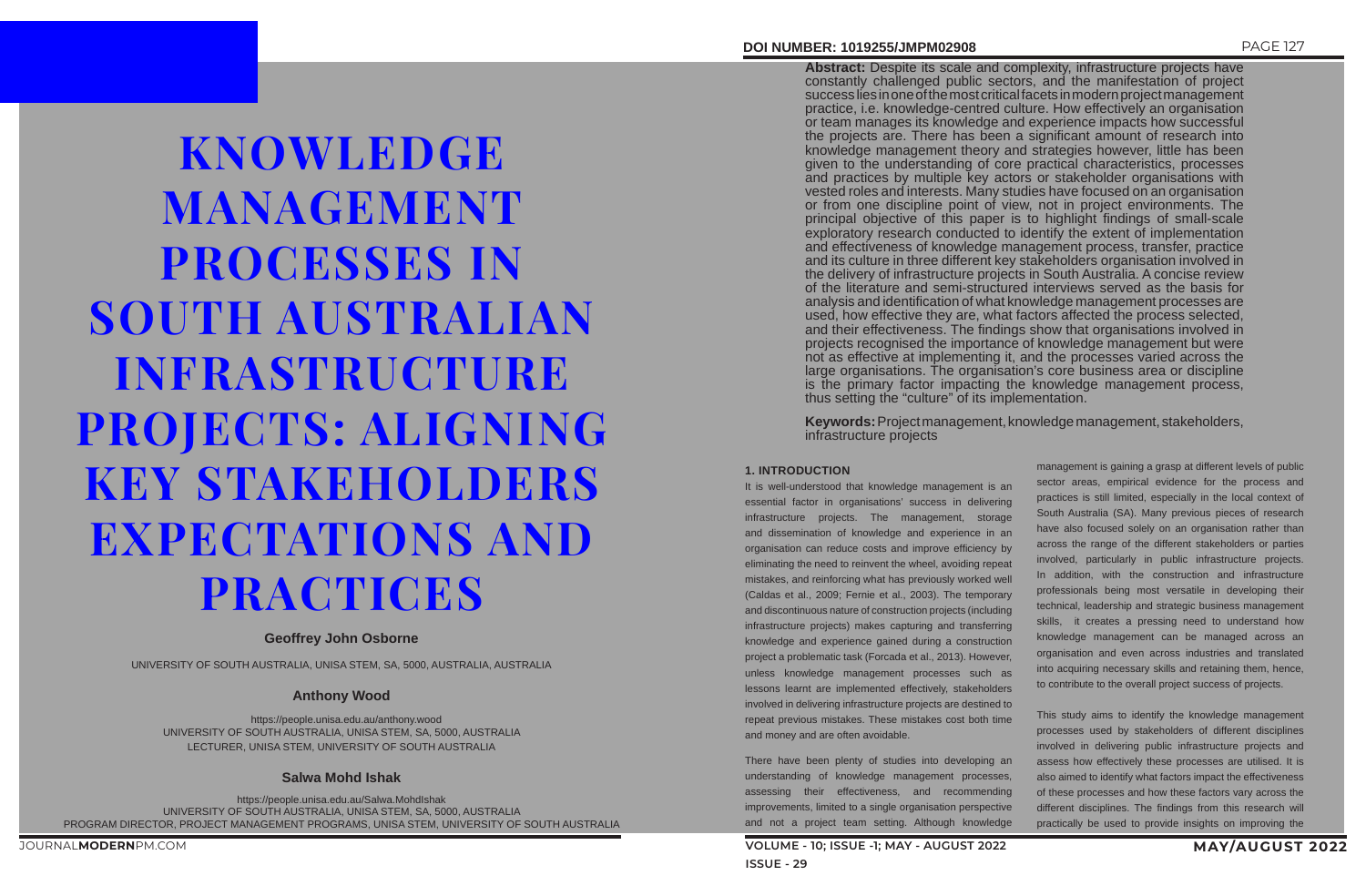# KNOWLEDGE MANAGEMENT PROCESSES IN SOUTH AUSTRALIAN INFRASTRUCTURE PROJECTS: ALIGNING KEY STAKEHOLDERS EXPECTATIONS AND PRACTICES

**Geoffrey John Osborne**

UNIVERSITY OF SOUTH AUSTRALIA, UNISA STEM, SA, 5000, AUSTRALIA, AUSTRALIA

**Anthony Wood**

https://people.unisa.edu.au/anthony.wood
UNIVERSITY OF SOUTH AUSTRALIA, UNISA STEM, SA, 5000, AUSTRALIA
LECTURER, UNISA STEM, UNIVERSITY OF SOUTH AUSTRALIA

**Salwa Mohd Ishak**

https://people.unisa.edu.au/Salwa.MohdIshak
UNIVERSITY OF SOUTH AUSTRALIA, UNISA STEM, SA, 5000, AUSTRALIA
PROGRAM DIRECTOR, PROJECT MANAGEMENT PROGRAMS, UNISA STEM, UNIVERSITY OF SOUTH AUSTRALIA

DOI NUMBER: 1019255/JMPM02908

**Abstract:** Despite its scale and complexity, infrastructure projects have constantly challenged public sectors, and the manifestation of project success lies in one of the most critical facets in modern project management practice, i.e. knowledge-centred culture. How effectively an organisation or team manages its knowledge and experience impacts how successful the projects are. There has been a significant amount of research into knowledge management theory and strategies however, little has been given to the understanding of core practical characteristics, processes and practices by multiple key actors or stakeholder organisations with vested roles and interests. Many studies have focused on an organisation or from one discipline point of view, not in project environments. The principal objective of this paper is to highlight findings of small-scale exploratory research conducted to identify the extent of implementation and effectiveness of knowledge management process, transfer, practice and its culture in three different key stakeholders organisation involved in the delivery of infrastructure projects in South Australia. A concise review of the literature and semi-structured interviews served as the basis for analysis and identification of what knowledge management processes are used, how effective they are, what factors affected the process selected, and their effectiveness. The findings show that organisations involved in projects recognised the importance of knowledge management but were not as effective at implementing it, and the processes varied across the large organisations. The organisation's core business area or discipline is the primary factor impacting the knowledge management process, thus setting the "culture" of its implementation.

**Keywords:** Project management, knowledge management, stakeholders, infrastructure projects

## 1. INTRODUCTION

It is well-understood that knowledge management is an essential factor in organisations' success in delivering infrastructure projects. The management, storage and dissemination of knowledge and experience in an organisation can reduce costs and improve efficiency by eliminating the need to reinvent the wheel, avoiding repeat mistakes, and reinforcing what has previously worked well (Caldas et al., 2009; Fernie et al., 2003). The temporary and discontinuous nature of construction projects (including infrastructure projects) makes capturing and transferring knowledge and experience gained during a construction project a problematic task (Forcada et al., 2013). However, unless knowledge management processes such as lessons learnt are implemented effectively, stakeholders involved in delivering infrastructure projects are destined to repeat previous mistakes. These mistakes cost both time and money and are often avoidable.

There have been plenty of studies into developing an understanding of knowledge management processes, assessing their effectiveness, and recommending improvements, limited to a single organisation perspective and not a project team setting. Although knowledge management is gaining a grasp at different levels of public sector areas, empirical evidence for the process and practices is still limited, especially in the local context of South Australia (SA). Many previous pieces of research have also focused solely on an organisation rather than across the range of the different stakeholders or parties involved, particularly in public infrastructure projects. In addition, with the construction and infrastructure professionals being most versatile in developing their technical, leadership and strategic business management skills, it creates a pressing need to understand how knowledge management can be managed across an organisation and even across industries and translated into acquiring necessary skills and retaining them, hence, to contribute to the overall project success of projects.

This study aims to identify the knowledge management processes used by stakeholders of different disciplines involved in delivering public infrastructure projects and assess how effectively these processes are utilised. It is also aimed to identify what factors impact the effectiveness of these processes and how these factors vary across the different disciplines. The findings from this research will practically be used to provide insights on improving the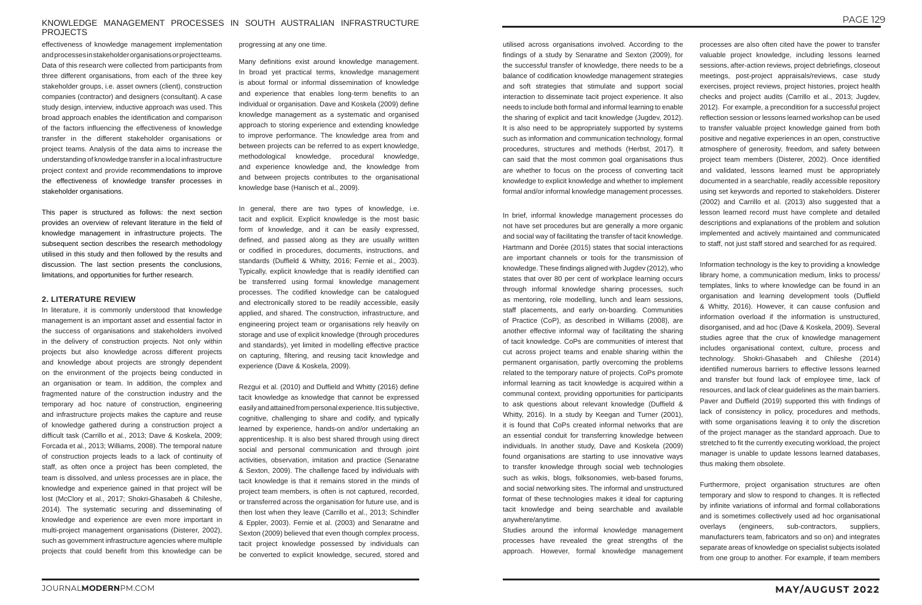effectiveness of knowledge management implementation and processes in stakeholder organisations or project teams. Data of this research were collected from participants from three different organisations, from each of the three key stakeholder groups, i.e. asset owners (client), construction companies (contractor) and designers (consultant). A case study design, interview, inductive approach was used. This broad approach enables the identification and comparison of the factors influencing the effectiveness of knowledge transfer in the different stakeholder organisations or project teams. Analysis of the data aims to increase the understanding of knowledge transfer in a local infrastructure project context and provide recommendations to improve the effectiveness of knowledge transfer processes in stakeholder organisations.

This paper is structured as follows: the next section provides an overview of relevant literature in the field of knowledge management in infrastructure projects. The subsequent section describes the research methodology utilised in this study and then followed by the results and discussion. The last section presents the conclusions, limitations, and opportunities for further research.

## 2. LITERATURE REVIEW

In literature, it is commonly understood that knowledge management is an important asset and essential factor in the success of organisations and stakeholders involved in the delivery of construction projects. Not only within projects but also knowledge across different projects and knowledge about projects are strongly dependent on the environment of the projects being conducted in an organisation or team. In addition, the complex and fragmented nature of the construction industry and the temporary ad hoc nature of construction, engineering and infrastructure projects makes the capture and reuse of knowledge gathered during a construction project a difficult task (Carrillo et al., 2013; Dave & Koskela, 2009; Forcada et al., 2013; Williams, 2008). The temporal nature of construction projects leads to a lack of continuity of staff, as often once a project has been completed, the team is dissolved, and unless processes are in place, the knowledge and experience gained in that project will be lost (McClory et al., 2017; Shokri-Ghasabeh & Chileshe, 2014). The systematic securing and disseminating of knowledge and experience are even more important in multi-project management organisations (Disterer, 2002), such as government infrastructure agencies where multiple projects that could benefit from this knowledge can be progressing at any one time.

Many definitions exist around knowledge management. In broad yet practical terms, knowledge management is about formal or informal dissemination of knowledge and experience that enables long-term benefits to an individual or organisation. Dave and Koskela (2009) define knowledge management as a systematic and organised approach to storing experience and extending knowledge to improve performance. The knowledge area from and between projects can be referred to as expert knowledge, methodological knowledge, procedural knowledge, and experience knowledge and, the knowledge from and between projects contributes to the organisational knowledge base (Hanisch et al., 2009).

In general, there are two types of knowledge, i.e. tacit and explicit. Explicit knowledge is the most basic form of knowledge, and it can be easily expressed, defined, and passed along as they are usually written or codified in procedures, documents, instructions, and standards (Duffield & Whitty, 2016; Fernie et al., 2003). Typically, explicit knowledge that is readily identified can be transferred using formal knowledge management processes. The codified knowledge can be catalogued and electronically stored to be readily accessible, easily applied, and shared. The construction, infrastructure, and engineering project team or organisations rely heavily on storage and use of explicit knowledge (through procedures and standards), yet limited in modelling effective practice on capturing, filtering, and reusing tacit knowledge and experience (Dave & Koskela, 2009).

Rezgui et al. (2010) and Duffield and Whitty (2016) define tacit knowledge as knowledge that cannot be expressed easily and attained from personal experience. It is subjective, cognitive, challenging to share and codify, and typically learned by experience, hands-on and/or undertaking an apprenticeship. It is also best shared through using direct social and personal communication and through joint activities, observation, imitation and practice (Senaratne & Sexton, 2009). The challenge faced by individuals with tacit knowledge is that it remains stored in the minds of project team members, is often is not captured, recorded, or transferred across the organisation for future use, and is then lost when they leave (Carrillo et al., 2013; Schindler & Eppler, 2003). Fernie et al. (2003) and Senaratne and Sexton (2009) believed that even though complex process, tacit project knowledge possessed by individuals can be converted to explicit knowledge, secured, stored and utilised across organisations involved. According to the findings of a study by Senaratne and Sexton (2009), for the successful transfer of knowledge, there needs to be a balance of codification knowledge management strategies and soft strategies that stimulate and support social interaction to disseminate tacit project experience. It also needs to include both formal and informal learning to enable the sharing of explicit and tacit knowledge (Jugdev, 2012). It is also need to be appropriately supported by systems such as information and communication technology, formal procedures, structures and methods (Herbst, 2017). It can said that the most common goal organisations thus are whether to focus on the process of converting tacit knowledge to explicit knowledge and whether to implement formal and/or informal knowledge management processes.

In brief, informal knowledge management processes do not have set procedures but are generally a more organic and social way of facilitating the transfer of tacit knowledge. Hartmann and Dorée (2015) states that social interactions are important channels or tools for the transmission of knowledge. These findings aligned with Jugdev (2012), who states that over 80 per cent of workplace learning occurs through informal knowledge sharing processes, such as mentoring, role modelling, lunch and learn sessions, staff placements, and early on-boarding. Communities of Practice (CoP), as described in Williams (2008), are another effective informal way of facilitating the sharing of tacit knowledge. CoPs are communities of interest that cut across project teams and enable sharing within the permanent organisation, partly overcoming the problems related to the temporary nature of projects. CoPs promote informal learning as tacit knowledge is acquired within a communal context, providing opportunities for participants to ask questions about relevant knowledge (Duffield & Whitty, 2016). In a study by Keegan and Turner (2001), it is found that CoPs created informal networks that are an essential conduit for transferring knowledge between individuals. In another study, Dave and Koskela (2009) found organisations are starting to use innovative ways to transfer knowledge through social web technologies such as wikis, blogs, folksonomies, web-based forums, and social networking sites. The informal and unstructured format of these technologies makes it ideal for capturing tacit knowledge and being searchable and available anywhere/anytime.

Studies around the informal knowledge management processes have revealed the great strengths of the approach. However, formal knowledge management processes are also often cited have the power to transfer valuable project knowledge, including lessons learned sessions, after-action reviews, project debriefings, closeout meetings, post-project appraisals/reviews, case study exercises, project reviews, project histories, project health checks and project audits (Carrillo et al., 2013; Jugdev, 2012). For example, a precondition for a successful project reflection session or lessons learned workshop can be used to transfer valuable project knowledge gained from both positive and negative experiences in an open, constructive atmosphere of generosity, freedom, and safety between project team members (Disterer, 2002). Once identified and validated, lessons learned must be appropriately documented in a searchable, readily accessible repository using set keywords and reported to stakeholders. Disterer (2002) and Carrillo et al. (2013) also suggested that a lesson learned record must have complete and detailed descriptions and explanations of the problem and solution implemented and actively maintained and communicated to staff, not just staff stored and searched for as required.

Information technology is the key to providing a knowledge library home, a communication medium, links to process/templates, links to where knowledge can be found in an organisation and learning development tools (Duffield & Whitty, 2016). However, it can cause confusion and information overload if the information is unstructured, disorganised, and ad hoc (Dave & Koskela, 2009). Several studies agree that the crux of knowledge management includes organisational context, culture, process and technology. Shokri-Ghasabeh and Chileshe (2014) identified numerous barriers to effective lessons learned and transfer but found lack of employee time, lack of resources, and lack of clear guidelines as the main barriers. Paver and Duffield (2019) supported this with findings of lack of consistency in policy, procedures and methods, with some organisations leaving it to only the discretion of the project manager as the standard approach. Due to stretched to fit the currently executing workload, the project manager is unable to update lessons learned databases, thus making them obsolete.

Furthermore, project organisation structures are often temporary and slow to respond to changes. It is reflected by infinite variations of informal and formal collaborations and is sometimes collectively used ad hoc organisational overlays (engineers, sub-contractors, suppliers, manufacturers team, fabricators and so on) and integrates separate areas of knowledge on specialist subjects isolated from one group to another. For example, if team members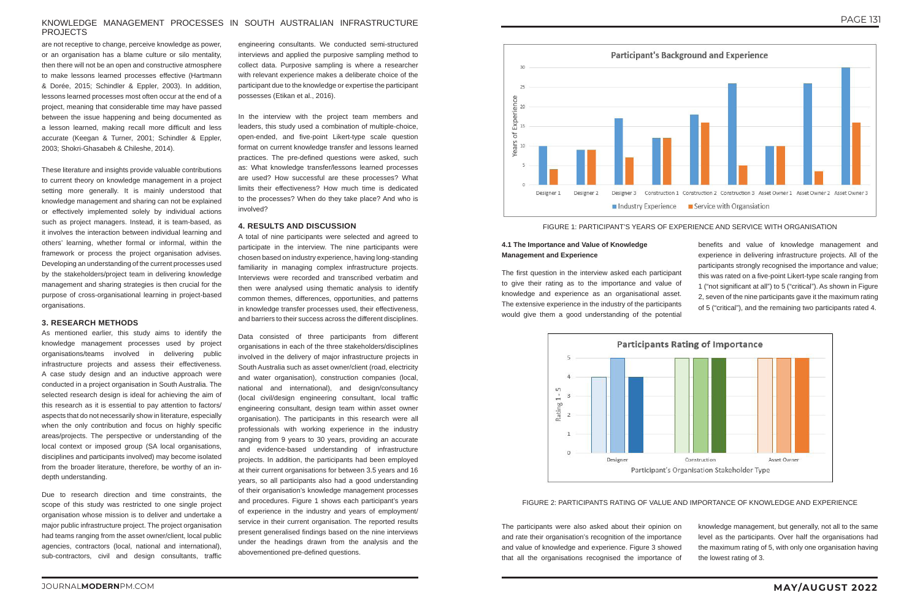are not receptive to change, perceive knowledge as power, or an organisation has a blame culture or silo mentality, then there will not be an open and constructive atmosphere to make lessons learned processes effective (Hartmann & Dorée, 2015; Schindler & Eppler, 2003). In addition, lessons learned processes most often occur at the end of a project, meaning that considerable time may have passed between the issue happening and being documented as a lesson learned, making recall more difficult and less accurate (Keegan & Turner, 2001; Schindler & Eppler, 2003; Shokri-Ghasabeh & Chileshe, 2014).

These literature and insights provide valuable contributions to current theory on knowledge management in a project setting more generally. It is mainly understood that knowledge management and sharing can not be explained or effectively implemented solely by individual actions such as project managers. Instead, it is team-based, as it involves the interaction between individual learning and others' learning, whether formal or informal, within the framework or process the project organisation advises. Developing an understanding of the current processes used by the stakeholders/project team in delivering knowledge management and sharing strategies is then crucial for the purpose of cross-organisational learning in project-based organisations.

## 3. RESEARCH METHODS

As mentioned earlier, this study aims to identify the knowledge management processes used by project organisations/teams involved in delivering public infrastructure projects and assess their effectiveness. A case study design and an inductive approach were conducted in a project organisation in South Australia. The selected research design is ideal for achieving the aim of this research as it is essential to pay attention to factors/aspects that do not necessarily show in literature, especially when the only contribution and focus on highly specific areas/projects. The perspective or understanding of the local context or imposed group (SA local organisations, disciplines and participants involved) may become isolated from the broader literature, therefore, be worthy of an in-depth understanding.

Due to research direction and time constraints, the scope of this study was restricted to one single project organisation whose mission is to deliver and undertake a major public infrastructure project. The project organisation had teams ranging from the asset owner/client, local public agencies, contractors (local, national and international), sub-contractors, civil and design consultants, traffic engineering consultants. We conducted semi-structured interviews and applied the purposive sampling method to collect data. Purposive sampling is where a researcher with relevant experience makes a deliberate choice of the participant due to the knowledge or expertise the participant possesses (Etikan et al., 2016).

In the interview with the project team members and leaders, this study used a combination of multiple-choice, open-ended, and five-point Likert-type scale question format on current knowledge transfer and lessons learned practices. The pre-defined questions were asked, such as: What knowledge transfer/lessons learned processes are used? How successful are these processes? What limits their effectiveness? How much time is dedicated to the processes? When do they take place? And who is involved?

## 4. RESULTS AND DISCUSSION

A total of nine participants were selected and agreed to participate in the interview. The nine participants were chosen based on industry experience, having long-standing familiarity in managing complex infrastructure projects. Interviews were recorded and transcribed verbatim and then were analysed using thematic analysis to identify common themes, differences, opportunities, and patterns in knowledge transfer processes used, their effectiveness, and barriers to their success across the different disciplines.

Data consisted of three participants from different organisations in each of the three stakeholders/disciplines involved in the delivery of major infrastructure projects in South Australia such as asset owner/client (road, electricity and water organisation), construction companies (local, national and international), and design/consultancy (local civil/design engineering consultant, local traffic engineering consultant, design team within asset owner organisation). The participants in this research were all professionals with working experience in the industry ranging from 9 years to 30 years, providing an accurate and evidence-based understanding of infrastructure projects. In addition, the participants had been employed at their current organisations for between 3.5 years and 16 years, so all participants also had a good understanding of their organisation's knowledge management processes and procedures. Figure 1 shows each participant's years of experience in the industry and years of employment/service in their current organisation. The reported results present generalised findings based on the nine interviews under the headings drawn from the analysis and the abovementioned pre-defined questions.

FIGURE 1: PARTICIPANT'S YEARS OF EXPERIENCE AND SERVICE WITH ORGANISATION

### 4.1 The Importance and Value of Knowledge Management and Experience

The first question in the interview asked each participant to give their rating as to the importance and value of knowledge and experience as an organisational asset. The extensive experience in the industry of the participants would give them a good understanding of the potential benefits and value of knowledge management and experience in delivering infrastructure projects. All of the participants strongly recognised the importance and value; this was rated on a five-point Likert-type scale ranging from 1 ("not significant at all") to 5 ("critical"). As shown in Figure 2, seven of the nine participants gave it the maximum rating of 5 ("critical"), and the remaining two participants rated 4.

FIGURE 2: PARTICIPANTS RATING OF VALUE AND IMPORTANCE OF KNOWLEDGE AND EXPERIENCE

The participants were also asked about their opinion on and rate their organisation's recognition of the importance and value of knowledge and experience. Figure 3 showed that all the organisations recognised the importance of knowledge management, but generally, not all to the same level as the participants. Over half the organisations had the maximum rating of 5, with only one organisation having the lowest rating of 3.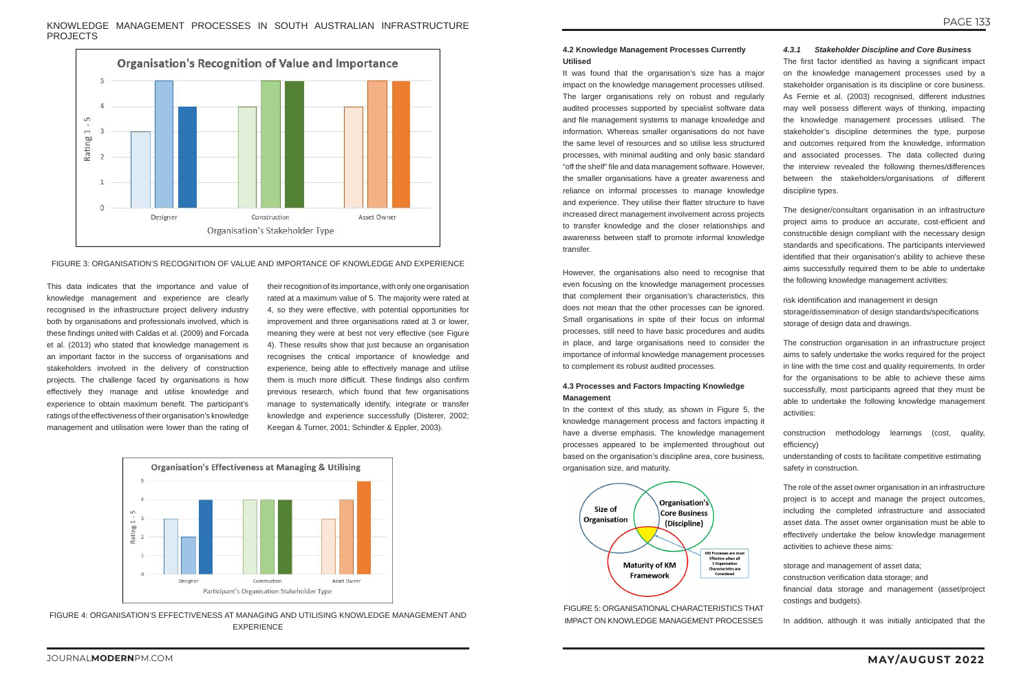FIGURE 3: ORGANISATION'S RECOGNITION OF VALUE AND IMPORTANCE OF KNOWLEDGE AND EXPERIENCE

This data indicates that the importance and value of knowledge management and experience are clearly recognised in the infrastructure project delivery industry both by organisations and professionals involved, which is these findings united with Caldas et al. (2009) and Forcada et al. (2013) who stated that knowledge management is an important factor in the success of organisations and stakeholders involved in the delivery of construction projects. The challenge faced by organisations is how effectively they manage and utilise knowledge and experience to obtain maximum benefit. The participant's ratings of the effectiveness of their organisation's knowledge management and utilisation were lower than the rating of their recognition of its importance, with only one organisation rated at a maximum value of 5. The majority were rated at 4, so they were effective, with potential opportunities for improvement and three organisations rated at 3 or lower, meaning they were at best not very effective (see Figure 4). These results show that just because an organisation recognises the critical importance of knowledge and experience, being able to effectively manage and utilise them is much more difficult. These findings also confirm previous research, which found that few organisations manage to systematically identify, integrate or transfer knowledge and experience successfully (Disterer, 2002; Keegan & Turner, 2001; Schindler & Eppler, 2003).

FIGURE 4: ORGANISATION'S EFFECTIVENESS AT MANAGING AND UTILISING KNOWLEDGE MANAGEMENT AND EXPERIENCE

#### 4.2 Knowledge Management Processes Currently Utilised

It was found that the organisation's size has a major impact on the knowledge management processes utilised. The larger organisations rely on robust and regularly audited processes supported by specialist software data and file management systems to manage knowledge and information. Whereas smaller organisations do not have the same level of resources and so utilise less structured processes, with minimal auditing and only basic standard "off the shelf" file and data management software. However, the smaller organisations have a greater awareness and reliance on informal processes to manage knowledge and experience. They utilise their flatter structure to have increased direct management involvement across projects to transfer knowledge and the closer relationships and awareness between staff to promote informal knowledge transfer.

However, the organisations also need to recognise that even focusing on the knowledge management processes that complement their organisation's characteristics, this does not mean that the other processes can be ignored. Small organisations in spite of their focus on informal processes, still need to have basic procedures and audits in place, and large organisations need to consider the importance of informal knowledge management processes to complement its robust audited processes.

#### 4.3 Processes and Factors Impacting Knowledge Management

In the context of this study, as shown in Figure 5, the knowledge management process and factors impacting it have a diverse emphasis. The knowledge management processes appeared to be implemented throughout out based on the organisation's discipline area, core business, organisation size, and maturity.

FIGURE 5: ORGANISATIONAL CHARACTERISTICS THAT IMPACT ON KNOWLEDGE MANAGEMENT PROCESSES

##### *4.3.1 Stakeholder Discipline and Core Business*

The first factor identified as having a significant impact on the knowledge management processes used by a stakeholder organisation is its discipline or core business. As Fernie et al. (2003) recognised, different industries may well possess different ways of thinking, impacting the knowledge management processes utilised. The stakeholder's discipline determines the type, purpose and outcomes required from the knowledge, information and associated processes. The data collected during the interview revealed the following themes/differences between the stakeholders/organisations of different discipline types.

The designer/consultant organisation in an infrastructure project aims to produce an accurate, cost-efficient and constructible design compliant with the necessary design standards and specifications. The participants interviewed identified that their organisation's ability to achieve these aims successfully required them to be able to undertake the following knowledge management activities:

risk identification and management in design
storage/dissemination of design standards/specifications
storage of design data and drawings.

The construction organisation in an infrastructure project aims to safely undertake the works required for the project in line with the time cost and quality requirements. In order for the organisations to be able to achieve these aims successfully, most participants agreed that they must be able to undertake the following knowledge management activities:

construction methodology learnings (cost, quality, efficiency)
understanding of costs to facilitate competitive estimating
safety in construction.

The role of the asset owner organisation in an infrastructure project is to accept and manage the project outcomes, including the completed infrastructure and associated asset data. The asset owner organisation must be able to effectively undertake the below knowledge management activities to achieve these aims:

storage and management of asset data;
construction verification data storage; and
financial data storage and management (asset/project costings and budgets).

In addition, although it was initially anticipated that the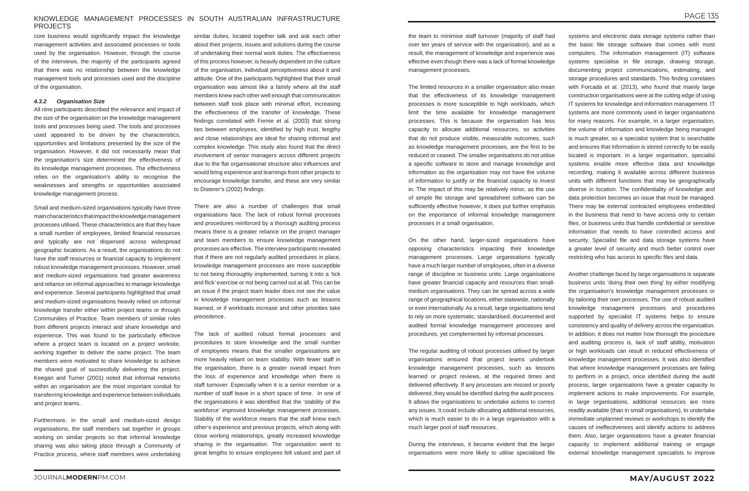core business would significantly impact the knowledge management activities and associated processes or tools used by the organisation. However, through the course of the interviews, the majority of the participants agreed that there was no relationship between the knowledge management tools and processes used and the discipline of the organisation.

#### *4.3.2 Organisation Size*

All nine participants described the relevance and impact of the size of the organisation on the knowledge management tools and processes being used. The tools and processes used appeared to be driven by the characteristics, opportunities and limitations presented by the size of the organisation. However, it did not necessarily mean that the organisation's size determined the effectiveness of its knowledge management processes. The effectiveness relies on the organisation's ability to recognise the weaknesses and strengths or opportunities associated knowledge management process.

Small and medium-sized organisations typically have three main characteristics that impact the knowledge management processes utilised. These characteristics are that they have a small number of employees, limited financial resources and typically are not dispersed across widespread geographic locations. As a result, the organisations do not have the staff resources or financial capacity to implement robust knowledge management processes. However, small and medium-sized organisations had greater awareness and reliance on informal approaches to manage knowledge and experience. Several participants highlighted that small and medium-sized organisations heavily relied on informal knowledge transfer either within project teams or through Communities of Practice. Team members of similar roles from different projects interact and share knowledge and experience. This was found to be particularly effective where a project team is located on a project worksite, working together to deliver the same project. The team members were motivated to share knowledge to achieve the shared goal of successfully delivering the project. Keegan and Turner (2001) noted that informal networks within an organisation are the most important conduit for transferring knowledge and experience between individuals and project teams.

Furthermore, in the small and medium-sized design organisations, the staff members sat together in groups working on similar projects so that informal knowledge sharing was also taking place through a Community of Practice process, where staff members were undertaking similar duties, located together talk and ask each other about their projects, issues and solutions during the course of undertaking their normal work duties. The effectiveness of this process however, is heavily dependent on the culture of the organisation, individual perceptiveness about it and attitude. One of the participants highlighted that their small organisation was almost like a family where all the staff members knew each other well enough that communication between staff took place with minimal effort, increasing the effectiveness of the transfer of knowledge. These findings correlated with Fernie et al. (2003) that strong ties between employees, identified by high trust, lengthy and close relationships are ideal for sharing informal and complex knowledge. This study also found that the direct involvement of senior managers across different projects due to the flat organisational structure also influences and would bring experience and learnings from other projects to encourage knowledge transfer, and these are very similar to Disterer's (2002) findings.

There are also a number of challenges that small organisations face. The lack of robust formal processes and procedures reinforced by a thorough auditing process means there is a greater reliance on the project manager and team members to ensure knowledge management processes are effective. The interview participants revealed that if there are not regularly audited procedures in place, knowledge management processes are more susceptible to not being thoroughly implemented, turning it into a 'tick and flick' exercise or not being carried out at all. This can be an issue if the project team leader does not see the value in knowledge management processes such as lessons learned, or if workloads increase and other priorities take precedence.

The lack of audited robust formal processes and procedures to store knowledge and the small number of employees means that the smaller organisations are more heavily reliant on team stability. With fewer staff in the organisation, there is a greater overall impact from the loss of experience and knowledge when there is staff turnover. Especially when it is a senior member or a number of staff leave in a short space of time. In one of the organisations it was identified that the 'stability of the workforce' improved knowledge management processes. Stability of the workforce means that the staff knew each other's experience and previous projects, which along with close working relationships, greatly increased knowledge sharing in the organisation. The organisation went to great lengths to ensure employees felt valued and part of the team to minimise staff turnover (majority of staff had over ten years of service with the organisation), and as a result, the management of knowledge and experience was effective even though there was a lack of formal knowledge management processes.

The limited resources in a smaller organisation also mean that the effectiveness of its knowledge management processes is more susceptible to high workloads, which limit the time available for knowledge management processes. This is because the organisation has less capacity to allocate additional resources, so activities that do not produce visible, measurable outcomes, such as knowledge management processes, are the first to be reduced or ceased. The smaller organisations do not utilise a specific software to store and manage knowledge and information as the organisation may not have the volume of information to justify or the financial capacity to invest in. The impact of this may be relatively minor, as the use of simple file storage and spreadsheet software can be sufficiently effective however, it does put further emphasis on the importance of informal knowledge management processes in a small organisation.

On the other hand, larger-sized organisations have opposing characteristics impacting their knowledge management processes. Large organisations typically have a much larger number of employees, often in a diverse range of discipline or business units. Large organisations have greater financial capacity and resources than small-medium organisations. They can be spread across a wide range of geographical locations, either statewide, nationally or even internationally. As a result, large organisations tend to rely on more systematic, standardised, documented and audited formal knowledge management processes and procedures, yet complemented by informal processes.

The regular auditing of robust processes utilised by larger organisations ensured that project teams undertook knowledge management processes, such as lessons learned or project reviews, at the required times and delivered effectively. If any processes are missed or poorly delivered, they would be identified during the audit process. It allows the organisations to undertake actions to correct any issues. It could include allocating additional resources, which is much easier to do in a large organisation with a much larger pool of staff resources.

During the interviews, it became evident that the larger organisations were more likely to utilise specialised file systems and electronic data storage systems rather than the basic file storage software that comes with most computers. The information management (IT) software systems specialise in file storage, drawing storage, documenting project communications, estimating, and storage procedures and standards. This finding correlates with Forcada et al. (2013), who found that mainly large construction organisations were at the cutting edge of using IT systems for knowledge and information management. IT systems are more commonly used in larger organisations for many reasons. For example, in a larger organisation, the volume of information and knowledge being managed is much greater, so a specialist system that is searchable and ensures that information is stored correctly to be easily located is important. In a larger organisation, specialist systems enable more effective data and knowledge recording, making it available across different business units with different functions that may be geographically diverse in location. The confidentiality of knowledge and data protection becomes an issue that must be managed. There may be external contracted employees embedded in the business that need to have access only to certain files, or business units that handle confidential or sensitive information that needs to have controlled access and security. Specialist file and data storage systems have a greater level of security and much better control over restricting who has access to specific files and data.

Another challenge faced by large organisations is separate business units 'doing their own thing' by either modifying the organisation's knowledge management processes or by tailoring their own processes. The use of robust audited knowledge management processes and procedures supported by specialist IT systems helps to ensure consistency and quality of delivery across the organisation. In addition, it does not matter how thorough the procedure and auditing process is, lack of staff ability, motivation or high workloads can result in reduced effectiveness of knowledge management processes. It was also identified that where knowledge management processes are failing to perform in a project, once identified during the audit process, larger organisations have a greater capacity to implement actions to make improvements. For example, in large organisations, additional resources are more readily available (than in small organisations), to undertake immediate unplanned reviews or workshops to identify the causes of ineffectiveness and identify actions to address them. Also, larger organisations have a greater financial capacity to implement additional training or engage external knowledge management specialists to improve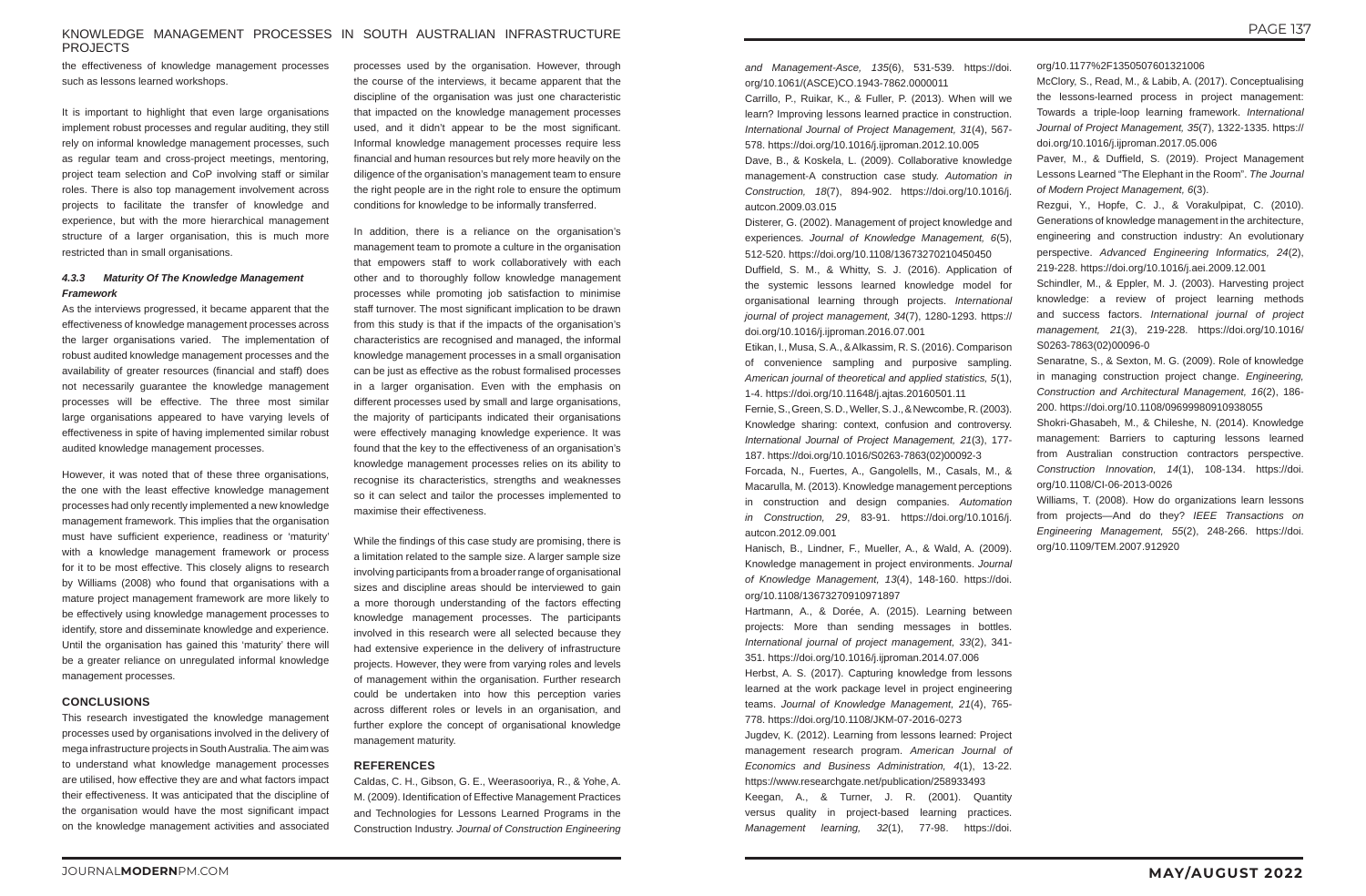the effectiveness of knowledge management processes such as lessons learned workshops.

It is important to highlight that even large organisations implement robust processes and regular auditing, they still rely on informal knowledge management processes, such as regular team and cross-project meetings, mentoring, project team selection and CoP involving staff or similar roles. There is also top management involvement across projects to facilitate the transfer of knowledge and experience, but with the more hierarchical management structure of a larger organisation, this is much more restricted than in small organisations.

#### *4.3.3 Maturity Of The Knowledge Management Framework*

As the interviews progressed, it became apparent that the effectiveness of knowledge management processes across the larger organisations varied. The implementation of robust audited knowledge management processes and the availability of greater resources (financial and staff) does not necessarily guarantee the knowledge management processes will be effective. The three most similar large organisations appeared to have varying levels of effectiveness in spite of having implemented similar robust audited knowledge management processes.

However, it was noted that of these three organisations, the one with the least effective knowledge management processes had only recently implemented a new knowledge management framework. This implies that the organisation must have sufficient experience, readiness or 'maturity' with a knowledge management framework or process for it to be most effective. This closely aligns to research by Williams (2008) who found that organisations with a mature project management framework are more likely to be effectively using knowledge management processes to identify, store and disseminate knowledge and experience. Until the organisation has gained this 'maturity' there will be a greater reliance on unregulated informal knowledge management processes.

## CONCLUSIONS

This research investigated the knowledge management processes used by organisations involved in the delivery of mega infrastructure projects in South Australia. The aim was to understand what knowledge management processes are utilised, how effective they are and what factors impact their effectiveness. It was anticipated that the discipline of the organisation would have the most significant impact on the knowledge management activities and associated processes used by the organisation. However, through the course of the interviews, it became apparent that the discipline of the organisation was just one characteristic that impacted on the knowledge management processes used, and it didn't appear to be the most significant. Informal knowledge management processes require less financial and human resources but rely more heavily on the diligence of the organisation's management team to ensure the right people are in the right role to ensure the optimum conditions for knowledge to be informally transferred.

In addition, there is a reliance on the organisation's management team to promote a culture in the organisation that empowers staff to work collaboratively with each other and to thoroughly follow knowledge management processes while promoting job satisfaction to minimise staff turnover. The most significant implication to be drawn from this study is that if the impacts of the organisation's characteristics are recognised and managed, the informal knowledge management processes in a small organisation can be just as effective as the robust formalised processes in a larger organisation. Even with the emphasis on different processes used by small and large organisations, the majority of participants indicated their organisations were effectively managing knowledge experience. It was found that the key to the effectiveness of an organisation's knowledge management processes relies on its ability to recognise its characteristics, strengths and weaknesses so it can select and tailor the processes implemented to maximise their effectiveness.

While the findings of this case study are promising, there is a limitation related to the sample size. A larger sample size involving participants from a broader range of organisational sizes and discipline areas should be interviewed to gain a more thorough understanding of the factors effecting knowledge management processes. The participants involved in this research were all selected because they had extensive experience in the delivery of infrastructure projects. However, they were from varying roles and levels of management within the organisation. Further research could be undertaken into how this perception varies across different roles or levels in an organisation, and further explore the concept of organisational knowledge management maturity.

## REFERENCES

Caldas, C. H., Gibson, G. E., Weerasooriya, R., & Yohe, A. M. (2009). Identification of Effective Management Practices and Technologies for Lessons Learned Programs in the Construction Industry. *Journal of Construction Engineering and Management-Asce, 135*(6), 531-539. https://doi.org/10.1061/(ASCE)CO.1943-7862.0000011

Carrillo, P., Ruikar, K., & Fuller, P. (2013). When will we learn? Improving lessons learned practice in construction. *International Journal of Project Management, 31*(4), 567-578. https://doi.org/10.1016/j.ijproman.2012.10.005

Dave, B., & Koskela, L. (2009). Collaborative knowledge management-A construction case study. *Automation in Construction, 18*(7), 894-902. https://doi.org/10.1016/j.autcon.2009.03.015

Disterer, G. (2002). Management of project knowledge and experiences. *Journal of Knowledge Management, 6*(5), 512-520. https://doi.org/10.1108/13673270210450450

Duffield, S. M., & Whitty, S. J. (2016). Application of the systemic lessons learned knowledge model for organisational learning through projects. *International journal of project management, 34*(7), 1280-1293. https://doi.org/10.1016/j.ijproman.2016.07.001

Etikan, I., Musa, S. A., & Alkassim, R. S. (2016). Comparison of convenience sampling and purposive sampling. *American journal of theoretical and applied statistics, 5*(1), 1-4. https://doi.org/10.11648/j.ajtas.20160501.11

Fernie, S., Green, S. D., Weller, S. J., & Newcombe, R. (2003). Knowledge sharing: context, confusion and controversy. *International Journal of Project Management, 21*(3), 177-187. https://doi.org/10.1016/S0263-7863(02)00092-3

Forcada, N., Fuertes, A., Gangolells, M., Casals, M., & Macarulla, M. (2013). Knowledge management perceptions in construction and design companies. *Automation in Construction, 29*, 83-91. https://doi.org/10.1016/j.autcon.2012.09.001

Hanisch, B., Lindner, F., Mueller, A., & Wald, A. (2009). Knowledge management in project environments. *Journal of Knowledge Management, 13*(4), 148-160. https://doi.org/10.1108/13673270910971897

Hartmann, A., & Dorée, A. (2015). Learning between projects: More than sending messages in bottles. *International journal of project management, 33*(2), 341-351. https://doi.org/10.1016/j.ijproman.2014.07.006

Herbst, A. S. (2017). Capturing knowledge from lessons learned at the work package level in project engineering teams. *Journal of Knowledge Management, 21*(4), 765-778. https://doi.org/10.1108/JKM-07-2016-0273

Jugdev, K. (2012). Learning from lessons learned: Project management research program. *American Journal of Economics and Business Administration, 4*(1), 13-22. https://www.researchgate.net/publication/258933493

Keegan, A., & Turner, J. R. (2001). Quantity versus quality in project-based learning practices. *Management learning, 32*(1), 77-98. https://doi.org/10.1177%2F1350507601321006

McClory, S., Read, M., & Labib, A. (2017). Conceptualising the lessons-learned process in project management: Towards a triple-loop learning framework. *International Journal of Project Management, 35*(7), 1322-1335. https://doi.org/10.1016/j.ijproman.2017.05.006

Paver, M., & Duffield, S. (2019). Project Management Lessons Learned "The Elephant in the Room". *The Journal of Modern Project Management, 6*(3).

Rezgui, Y., Hopfe, C. J., & Vorakulpipat, C. (2010). Generations of knowledge management in the architecture, engineering and construction industry: An evolutionary perspective. *Advanced Engineering Informatics, 24*(2), 219-228. https://doi.org/10.1016/j.aei.2009.12.001

Schindler, M., & Eppler, M. J. (2003). Harvesting project knowledge: a review of project learning methods and success factors. *International journal of project management, 21*(3), 219-228. https://doi.org/10.1016/S0263-7863(02)00096-0

Senaratne, S., & Sexton, M. G. (2009). Role of knowledge in managing construction project change. *Engineering, Construction and Architectural Management, 16*(2), 186-200. https://doi.org/10.1108/09699980910938055

Shokri-Ghasabeh, M., & Chileshe, N. (2014). Knowledge management: Barriers to capturing lessons learned from Australian construction contractors perspective. *Construction Innovation, 14*(1), 108-134. https://doi.org/10.1108/CI-06-2013-0026

Williams, T. (2008). How do organizations learn lessons from projects—And do they? *IEEE Transactions on Engineering Management, 55*(2), 248-266. https://doi.org/10.1109/TEM.2007.912920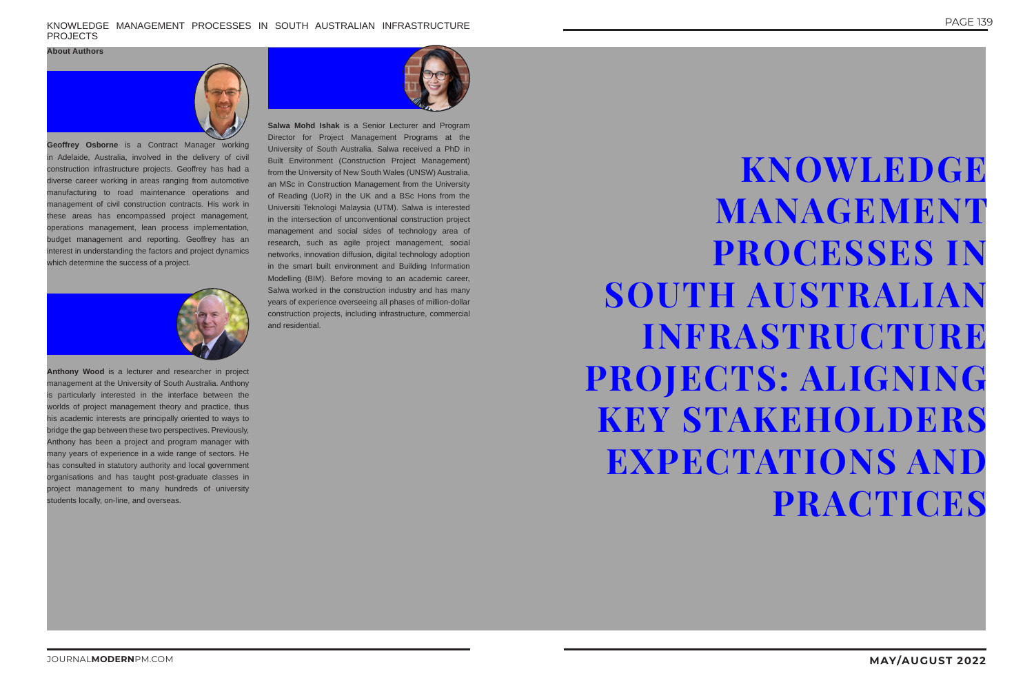**About Authors**

**Geoffrey Osborne** is a Contract Manager working in Adelaide, Australia, involved in the delivery of civil construction infrastructure projects. Geoffrey has had a diverse career working in areas ranging from automotive manufacturing to road maintenance operations and management of civil construction contracts. His work in these areas has encompassed project management, operations management, lean process implementation, budget management and reporting. Geoffrey has an interest in understanding the factors and project dynamics which determine the success of a project.

**Anthony Wood** is a lecturer and researcher in project management at the University of South Australia. Anthony is particularly interested in the interface between the worlds of project management theory and practice, thus his academic interests are principally oriented to ways to bridge the gap between these two perspectives. Previously, Anthony has been a project and program manager with many years of experience in a wide range of sectors. He has consulted in statutory authority and local government organisations and has taught post-graduate classes in project management to many hundreds of university students locally, on-line, and overseas.

**Salwa Mohd Ishak** is a Senior Lecturer and Program Director for Project Management Programs at the University of South Australia. Salwa received a PhD in Built Environment (Construction Project Management) from the University of New South Wales (UNSW) Australia, an MSc in Construction Management from the University of Reading (UoR) in the UK and a BSc Hons from the Universiti Teknologi Malaysia (UTM). Salwa is interested in the intersection of unconventional construction project management and social sides of technology area of research, such as agile project management, social networks, innovation diffusion, digital technology adoption in the smart built environment and Building Information Modelling (BIM). Before moving to an academic career, Salwa worked in the construction industry and has many years of experience overseeing all phases of million-dollar construction projects, including infrastructure, commercial and residential.

# KNOWLEDGE MANAGEMENT PROCESSES IN SOUTH AUSTRALIAN INFRASTRUCTURE PROJECTS: ALIGNING KEY STAKEHOLDERS EXPECTATIONS AND PRACTICES